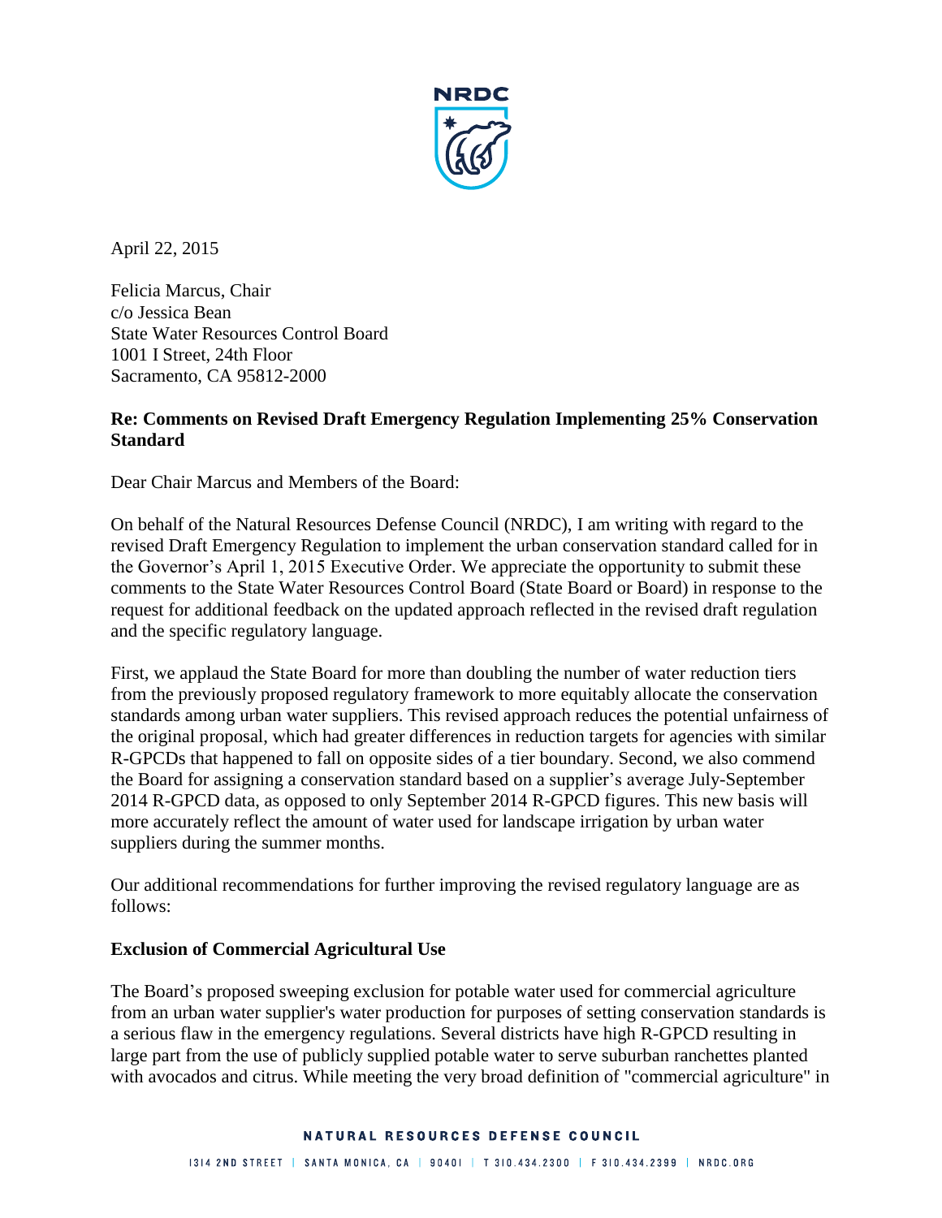April 22, 2015

Felicia Marcus, Chair
c/o Jessica Bean
State Water Resources Control Board
1001 I Street, 24th Floor
Sacramento, CA 95812-2000

**Re: Comments on Revised Draft Emergency Regulation Implementing 25% Conservation Standard**

Dear Chair Marcus and Members of the Board:

On behalf of the Natural Resources Defense Council (NRDC), I am writing with regard to the revised Draft Emergency Regulation to implement the urban conservation standard called for in the Governor's April 1, 2015 Executive Order. We appreciate the opportunity to submit these comments to the State Water Resources Control Board (State Board or Board) in response to the request for additional feedback on the updated approach reflected in the revised draft regulation and the specific regulatory language.

First, we applaud the State Board for more than doubling the number of water reduction tiers from the previously proposed regulatory framework to more equitably allocate the conservation standards among urban water suppliers. This revised approach reduces the potential unfairness of the original proposal, which had greater differences in reduction targets for agencies with similar R-GPCDs that happened to fall on opposite sides of a tier boundary. Second, we also commend the Board for assigning a conservation standard based on a supplier's average July-September 2014 R-GPCD data, as opposed to only September 2014 R-GPCD figures. This new basis will more accurately reflect the amount of water used for landscape irrigation by urban water suppliers during the summer months.

Our additional recommendations for further improving the revised regulatory language are as follows:

**Exclusion of Commercial Agricultural Use**

The Board's proposed sweeping exclusion for potable water used for commercial agriculture from an urban water supplier's water production for purposes of setting conservation standards is a serious flaw in the emergency regulations. Several districts have high R-GPCD resulting in large part from the use of publicly supplied potable water to serve suburban ranchettes planted with avocados and citrus. While meeting the very broad definition of "commercial agriculture" in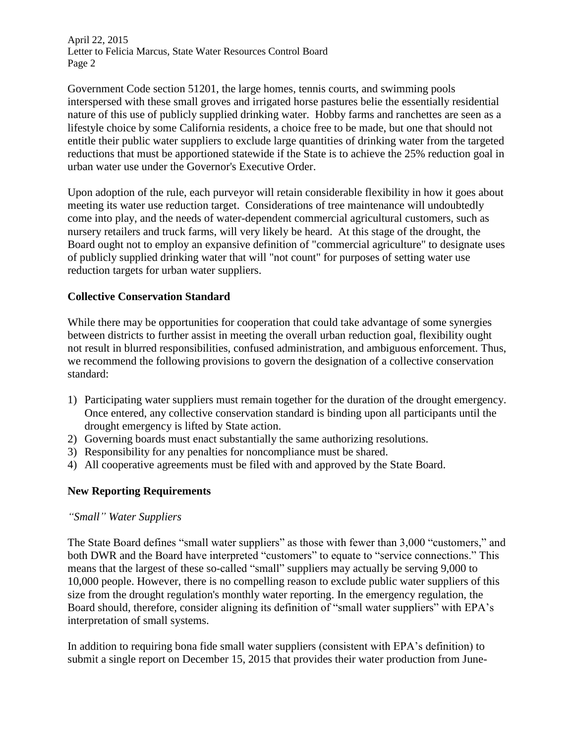Government Code section 51201, the large homes, tennis courts, and swimming pools interspersed with these small groves and irrigated horse pastures belie the essentially residential nature of this use of publicly supplied drinking water. Hobby farms and ranchettes are seen as a lifestyle choice by some California residents, a choice free to be made, but one that should not entitle their public water suppliers to exclude large quantities of drinking water from the targeted reductions that must be apportioned statewide if the State is to achieve the 25% reduction goal in urban water use under the Governor's Executive Order.

Upon adoption of the rule, each purveyor will retain considerable flexibility in how it goes about meeting its water use reduction target. Considerations of tree maintenance will undoubtedly come into play, and the needs of water-dependent commercial agricultural customers, such as nursery retailers and truck farms, will very likely be heard. At this stage of the drought, the Board ought not to employ an expansive definition of "commercial agriculture" to designate uses of publicly supplied drinking water that will "not count" for purposes of setting water use reduction targets for urban water suppliers.

## Collective Conservation Standard

While there may be opportunities for cooperation that could take advantage of some synergies between districts to further assist in meeting the overall urban reduction goal, flexibility ought not result in blurred responsibilities, confused administration, and ambiguous enforcement. Thus, we recommend the following provisions to govern the designation of a collective conservation standard:

1) Participating water suppliers must remain together for the duration of the drought emergency. Once entered, any collective conservation standard is binding upon all participants until the drought emergency is lifted by State action.
2) Governing boards must enact substantially the same authorizing resolutions.
3) Responsibility for any penalties for noncompliance must be shared.
4) All cooperative agreements must be filed with and approved by the State Board.

## New Reporting Requirements

### *"Small" Water Suppliers*

The State Board defines "small water suppliers" as those with fewer than 3,000 "customers," and both DWR and the Board have interpreted "customers" to equate to "service connections." This means that the largest of these so-called "small" suppliers may actually be serving 9,000 to 10,000 people. However, there is no compelling reason to exclude public water suppliers of this size from the drought regulation's monthly water reporting. In the emergency regulation, the Board should, therefore, consider aligning its definition of "small water suppliers" with EPA's interpretation of small systems.

In addition to requiring bona fide small water suppliers (consistent with EPA's definition) to submit a single report on December 15, 2015 that provides their water production from June-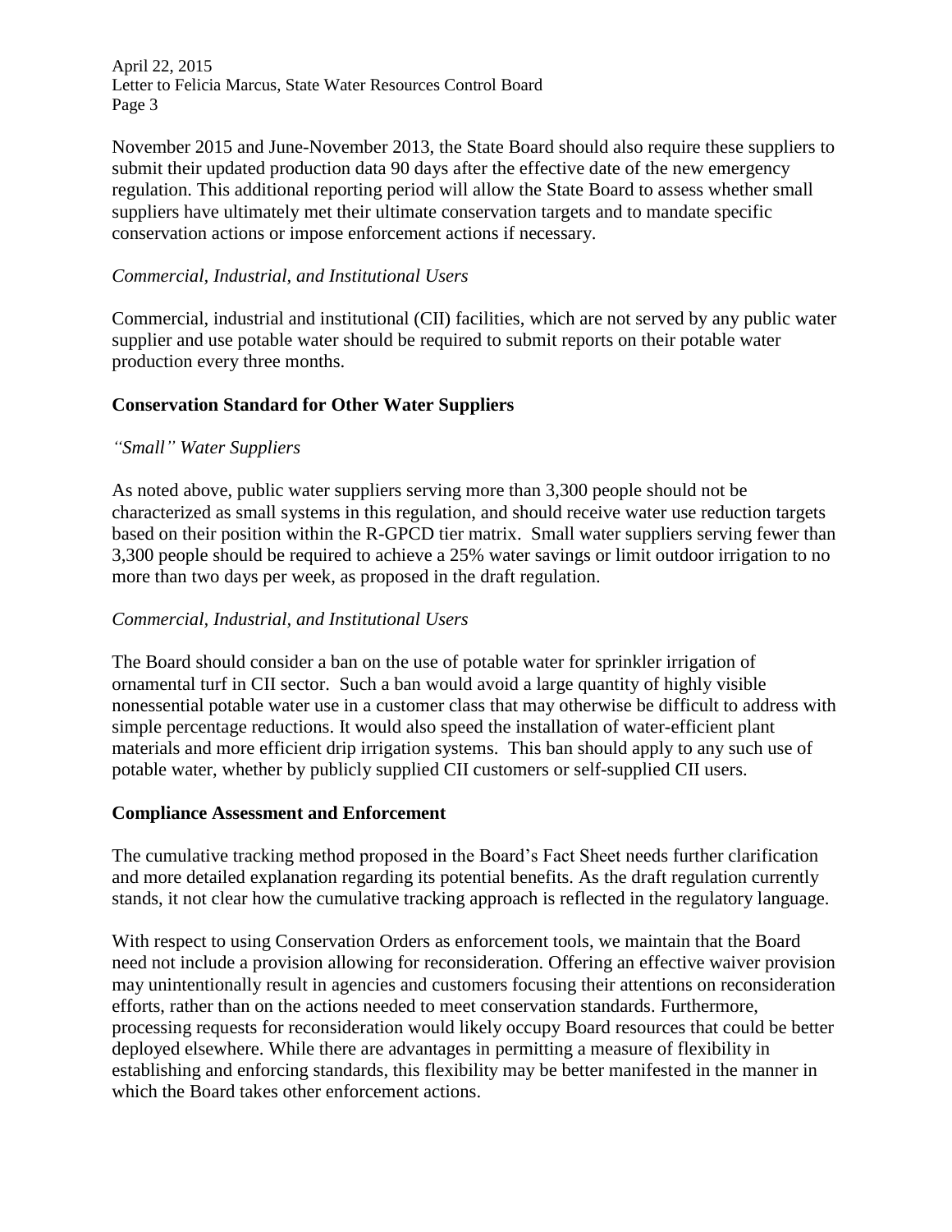November 2015 and June-November 2013, the State Board should also require these suppliers to submit their updated production data 90 days after the effective date of the new emergency regulation. This additional reporting period will allow the State Board to assess whether small suppliers have ultimately met their ultimate conservation targets and to mandate specific conservation actions or impose enforcement actions if necessary.

*Commercial, Industrial, and Institutional Users*

Commercial, industrial and institutional (CII) facilities, which are not served by any public water supplier and use potable water should be required to submit reports on their potable water production every three months.

**Conservation Standard for Other Water Suppliers**

*"Small" Water Suppliers*

As noted above, public water suppliers serving more than 3,300 people should not be characterized as small systems in this regulation, and should receive water use reduction targets based on their position within the R-GPCD tier matrix. Small water suppliers serving fewer than 3,300 people should be required to achieve a 25% water savings or limit outdoor irrigation to no more than two days per week, as proposed in the draft regulation.

*Commercial, Industrial, and Institutional Users*

The Board should consider a ban on the use of potable water for sprinkler irrigation of ornamental turf in CII sector. Such a ban would avoid a large quantity of highly visible nonessential potable water use in a customer class that may otherwise be difficult to address with simple percentage reductions. It would also speed the installation of water-efficient plant materials and more efficient drip irrigation systems. This ban should apply to any such use of potable water, whether by publicly supplied CII customers or self-supplied CII users.

**Compliance Assessment and Enforcement**

The cumulative tracking method proposed in the Board's Fact Sheet needs further clarification and more detailed explanation regarding its potential benefits. As the draft regulation currently stands, it not clear how the cumulative tracking approach is reflected in the regulatory language.

With respect to using Conservation Orders as enforcement tools, we maintain that the Board need not include a provision allowing for reconsideration. Offering an effective waiver provision may unintentionally result in agencies and customers focusing their attentions on reconsideration efforts, rather than on the actions needed to meet conservation standards. Furthermore, processing requests for reconsideration would likely occupy Board resources that could be better deployed elsewhere. While there are advantages in permitting a measure of flexibility in establishing and enforcing standards, this flexibility may be better manifested in the manner in which the Board takes other enforcement actions.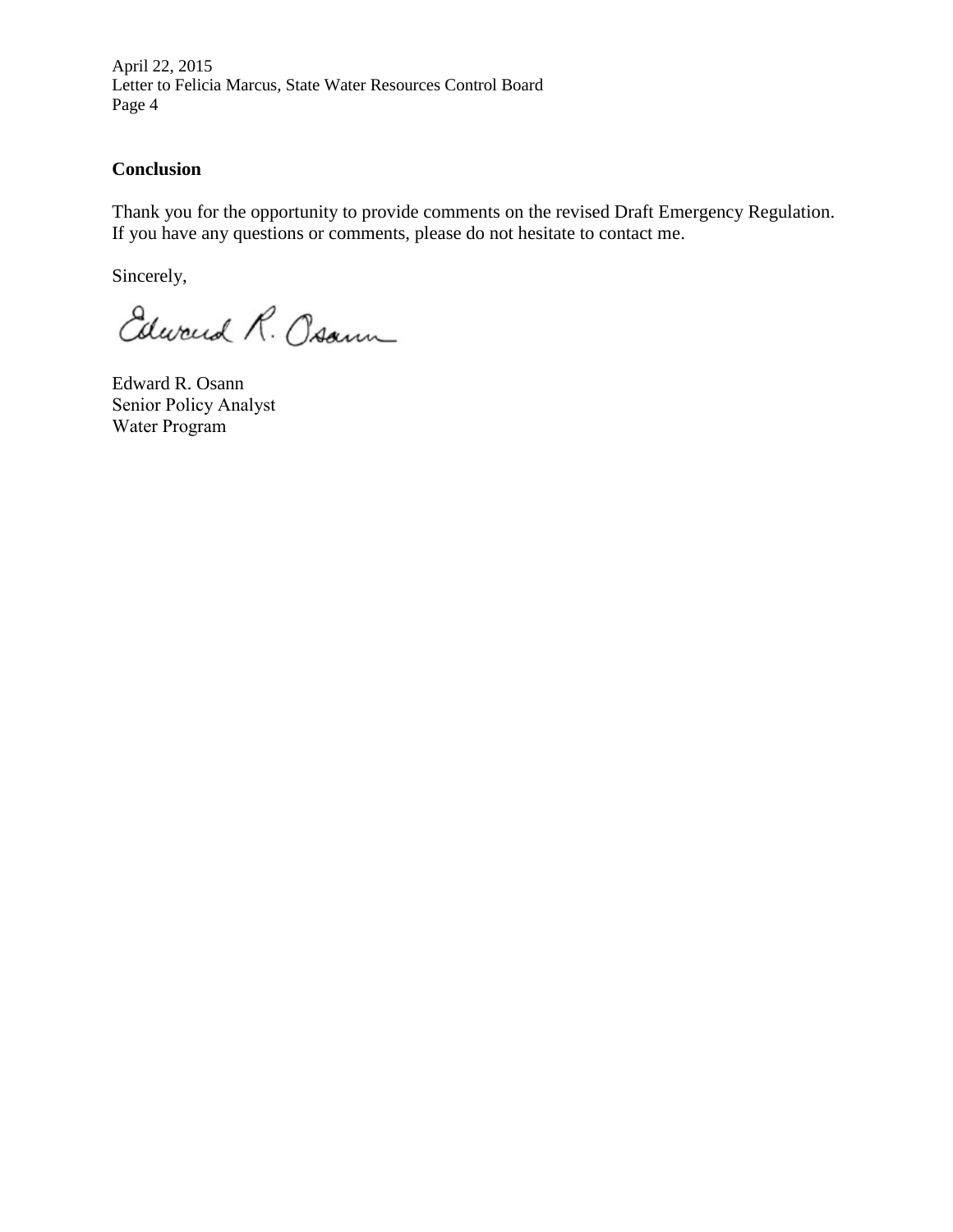## Conclusion

Thank you for the opportunity to provide comments on the revised Draft Emergency Regulation. If you have any questions or comments, please do not hesitate to contact me.

Sincerely,

Edward R. Osann
Senior Policy Analyst
Water Program